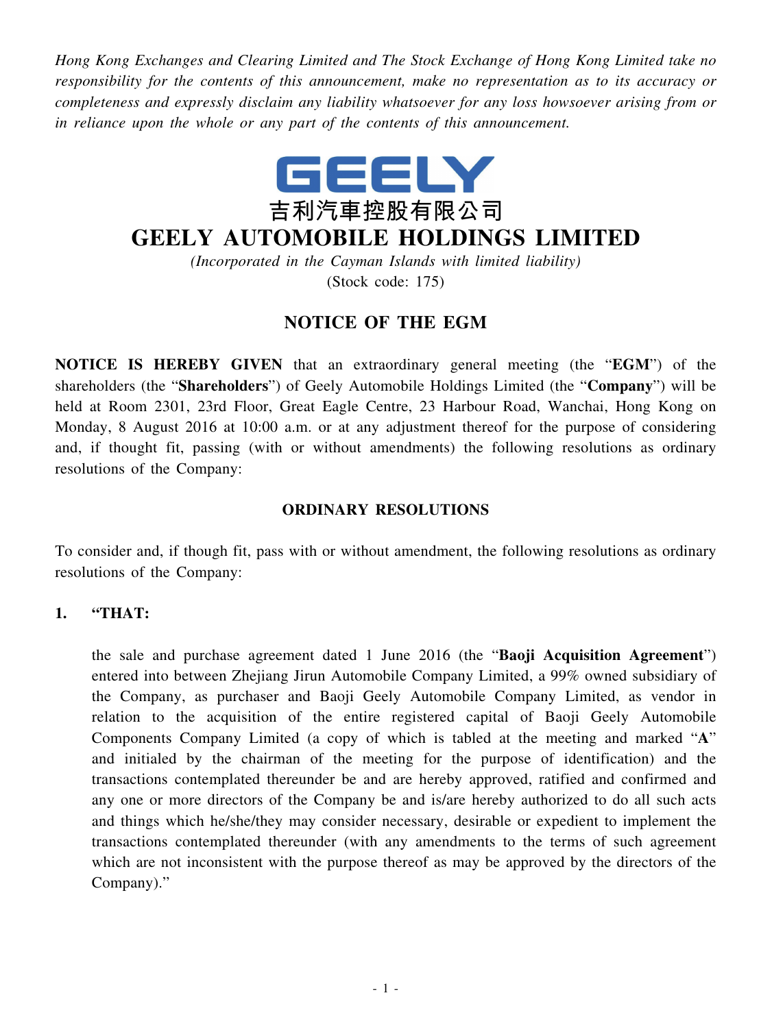*Hong Kong Exchanges and Clearing Limited and The Stock Exchange of Hong Kong Limited take no responsibility for the contents of this announcement, make no representation as to its accuracy or completeness and expressly disclaim any liability whatsoever for any loss howsoever arising from or in reliance upon the whole or any part of the contents of this announcement.*

GEELY

吉利汽車控股有限公司

# GEELY AUTOMOBILE HOLDINGS LIMITED

*(Incorporated in the Cayman Islands with limited liability)*

(Stock code: 175)

## NOTICE OF THE EGM

**NOTICE IS HEREBY GIVEN** that an extraordinary general meeting (the "**EGM**") of the shareholders (the "**Shareholders**") of Geely Automobile Holdings Limited (the "**Company**") will be held at Room 2301, 23rd Floor, Great Eagle Centre, 23 Harbour Road, Wanchai, Hong Kong on Monday, 8 August 2016 at 10:00 a.m. or at any adjustment thereof for the purpose of considering and, if thought fit, passing (with or without amendments) the following resolutions as ordinary resolutions of the Company:

### ORDINARY RESOLUTIONS

To consider and, if though fit, pass with or without amendment, the following resolutions as ordinary resolutions of the Company:

1. **"THAT:**

   the sale and purchase agreement dated 1 June 2016 (the "**Baoji Acquisition Agreement**") entered into between Zhejiang Jirun Automobile Company Limited, a 99% owned subsidiary of the Company, as purchaser and Baoji Geely Automobile Company Limited, as vendor in relation to the acquisition of the entire registered capital of Baoji Geely Automobile Components Company Limited (a copy of which is tabled at the meeting and marked "**A**" and initialed by the chairman of the meeting for the purpose of identification) and the transactions contemplated thereunder be and are hereby approved, ratified and confirmed and any one or more directors of the Company be and is/are hereby authorized to do all such acts and things which he/she/they may consider necessary, desirable or expedient to implement the transactions contemplated thereunder (with any amendments to the terms of such agreement which are not inconsistent with the purpose thereof as may be approved by the directors of the Company)."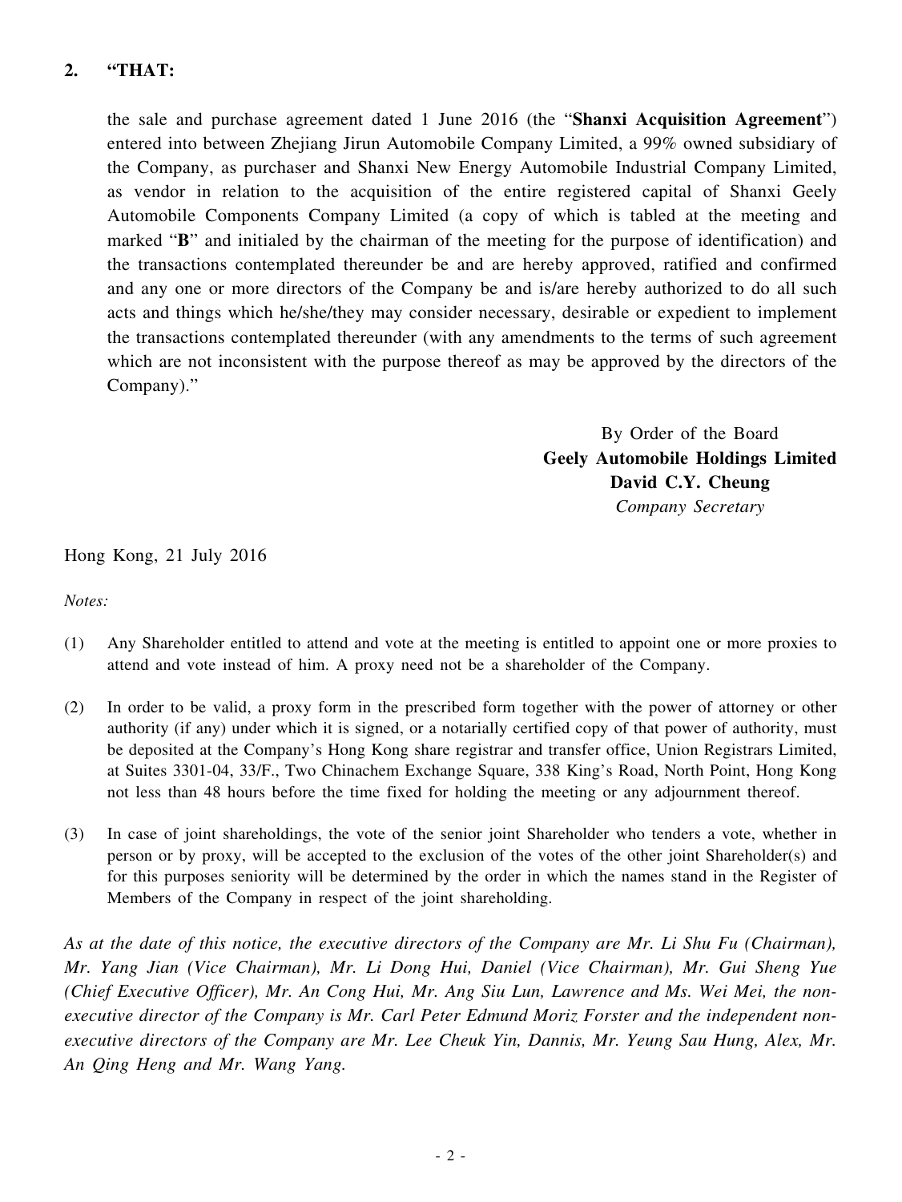2. **"THAT:**

the sale and purchase agreement dated 1 June 2016 (the "**Shanxi Acquisition Agreement**") entered into between Zhejiang Jirun Automobile Company Limited, a 99% owned subsidiary of the Company, as purchaser and Shanxi New Energy Automobile Industrial Company Limited, as vendor in relation to the acquisition of the entire registered capital of Shanxi Geely Automobile Components Company Limited (a copy of which is tabled at the meeting and marked "**B**" and initialed by the chairman of the meeting for the purpose of identification) and the transactions contemplated thereunder be and are hereby approved, ratified and confirmed and any one or more directors of the Company be and is/are hereby authorized to do all such acts and things which he/she/they may consider necessary, desirable or expedient to implement the transactions contemplated thereunder (with any amendments to the terms of such agreement which are not inconsistent with the purpose thereof as may be approved by the directors of the Company)."

By Order of the Board
**Geely Automobile Holdings Limited**
**David C.Y. Cheung**
*Company Secretary*

Hong Kong, 21 July 2016

*Notes:*

(1) Any Shareholder entitled to attend and vote at the meeting is entitled to appoint one or more proxies to attend and vote instead of him. A proxy need not be a shareholder of the Company.

(2) In order to be valid, a proxy form in the prescribed form together with the power of attorney or other authority (if any) under which it is signed, or a notarially certified copy of that power of authority, must be deposited at the Company's Hong Kong share registrar and transfer office, Union Registrars Limited, at Suites 3301-04, 33/F., Two Chinachem Exchange Square, 338 King's Road, North Point, Hong Kong not less than 48 hours before the time fixed for holding the meeting or any adjournment thereof.

(3) In case of joint shareholdings, the vote of the senior joint Shareholder who tenders a vote, whether in person or by proxy, will be accepted to the exclusion of the votes of the other joint Shareholder(s) and for this purposes seniority will be determined by the order in which the names stand in the Register of Members of the Company in respect of the joint shareholding.

*As at the date of this notice, the executive directors of the Company are Mr. Li Shu Fu (Chairman), Mr. Yang Jian (Vice Chairman), Mr. Li Dong Hui, Daniel (Vice Chairman), Mr. Gui Sheng Yue (Chief Executive Officer), Mr. An Cong Hui, Mr. Ang Siu Lun, Lawrence and Ms. Wei Mei, the non-executive director of the Company is Mr. Carl Peter Edmund Moriz Forster and the independent non-executive directors of the Company are Mr. Lee Cheuk Yin, Dannis, Mr. Yeung Sau Hung, Alex, Mr. An Qing Heng and Mr. Wang Yang.*